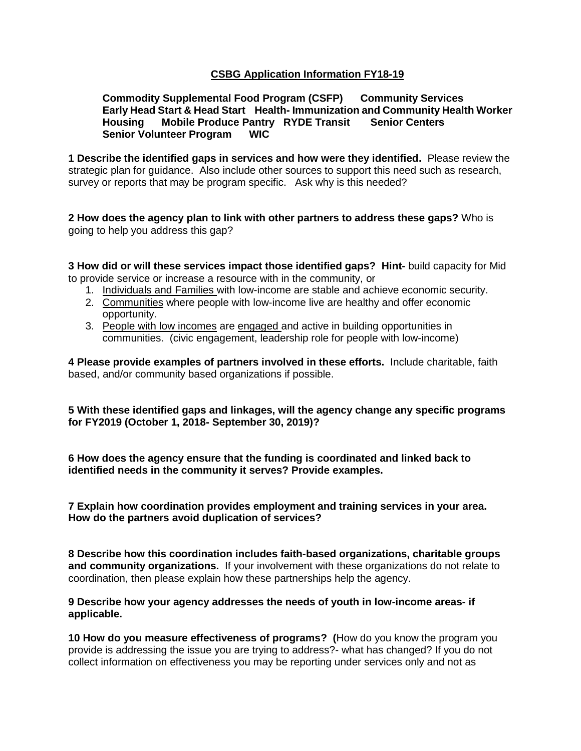# CSBG Application Information FY18-19

**Commodity Supplemental Food Program (CSFP)   Community Services**
**Early Head Start & Head Start   Health- Immunization and Community Health Worker**
**Housing   Mobile Produce Pantry   RYDE Transit   Senior Centers**
**Senior Volunteer Program   WIC**

**1 Describe the identified gaps in services and how were they identified.** Please review the strategic plan for guidance. Also include other sources to support this need such as research, survey or reports that may be program specific. Ask why is this needed?

**2 How does the agency plan to link with other partners to address these gaps?** Who is going to help you address this gap?

**3 How did or will these services impact those identified gaps? Hint-** build capacity for Mid to provide service or increase a resource with in the community, or

1. Individuals and Families with low-income are stable and achieve economic security.
2. Communities where people with low-income live are healthy and offer economic opportunity.
3. People with low incomes are engaged and active in building opportunities in communities. (civic engagement, leadership role for people with low-income)

**4 Please provide examples of partners involved in these efforts.** Include charitable, faith based, and/or community based organizations if possible.

**5 With these identified gaps and linkages, will the agency change any specific programs for FY2019 (October 1, 2018- September 30, 2019)?**

**6 How does the agency ensure that the funding is coordinated and linked back to identified needs in the community it serves? Provide examples.**

**7 Explain how coordination provides employment and training services in your area. How do the partners avoid duplication of services?**

**8 Describe how this coordination includes faith-based organizations, charitable groups and community organizations.** If your involvement with these organizations do not relate to coordination, then please explain how these partnerships help the agency.

**9 Describe how your agency addresses the needs of youth in low-income areas- if applicable.**

**10 How do you measure effectiveness of programs? (**How do you know the program you provide is addressing the issue you are trying to address?- what has changed? If you do not collect information on effectiveness you may be reporting under services only and not as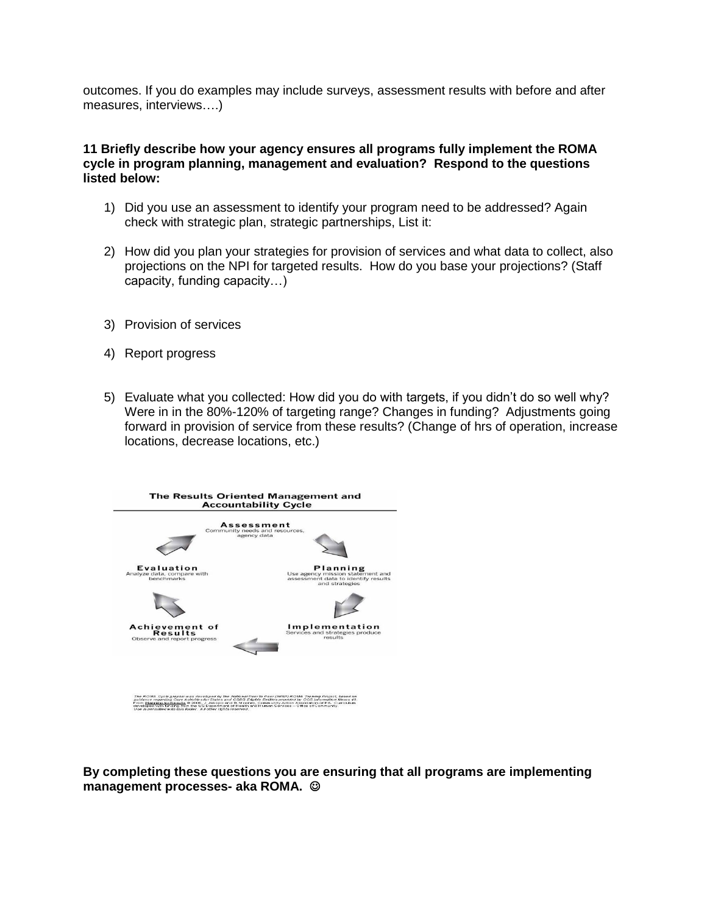outcomes. If you do examples may include surveys, assessment results with before and after measures, interviews….)

**11 Briefly describe how your agency ensures all programs fully implement the ROMA cycle in program planning, management and evaluation? Respond to the questions listed below:**

1) Did you use an assessment to identify your program need to be addressed? Again check with strategic plan, strategic partnerships, List it:

2) How did you plan your strategies for provision of services and what data to collect, also projections on the NPI for targeted results. How do you base your projections? (Staff capacity, funding capacity…)

3) Provision of services

4) Report progress

5) Evaluate what you collected: How did you do with targets, if you didn't do so well why? Were in in the 80%-120% of targeting range? Changes in funding? Adjustments going forward in provision of service from these results? (Change of hrs of operation, increase locations, decrease locations, etc.)

The Results Oriented Management and Accountability Cycle

Assessment
Community needs and resources, agency data

Planning
Use agency mission statement and assessment data to identify results and strategies

Implementation
Services and strategies produce results

Achievement of Results
Observe and report progress

Evaluation
Analyze data, compare with benchmarks

The ROMA Cycle graphic was developed by the National Peer to Peer (NPtP) ROMA Training Project, based on guidance regarding Core Activities for States and CSBG Eligible Entities provided by OCS Information Memo 49. From Planning to Results ©2006, J. Jakopic and B. Mooney, Community Action Association of PA. Curriculum developed with funding from the US Department of Health and Human Services – Office of Community. Use is permitted with this footer. All other rights reserved.

**By completing these questions you are ensuring that all programs are implementing management processes- aka ROMA. ☺**